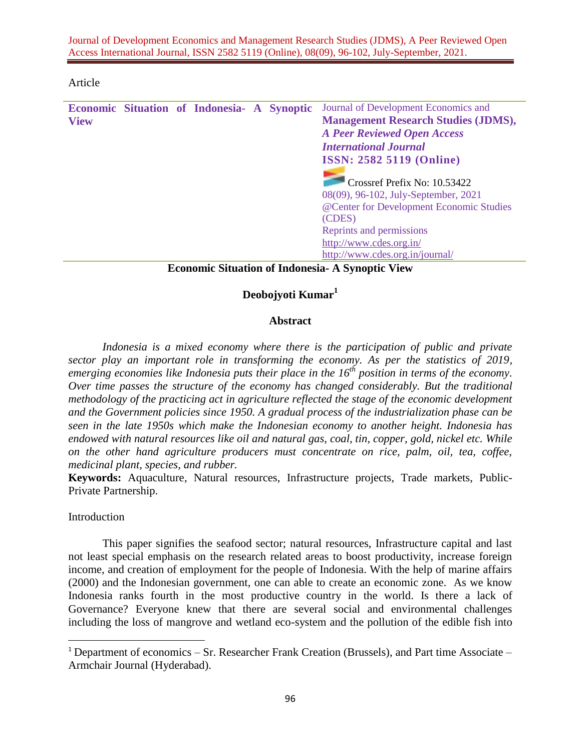Article

**Economic Situation of Indonesia- A Synoptic View**

Journal of Development Economics and **Management Research Studies (JDMS),** ***A Peer Reviewed Open Access International Journal*** **ISSN: 2582 5119 (Online)**
Crossref Prefix No: 10.53422
08(09), 96-102, July-September, 2021
@Center for Development Economic Studies (CDES)
Reprints and permissions
http://www.cdes.org.in/
http://www.cdes.org.in/journal/

# Economic Situation of Indonesia- A Synoptic View

**Deobojyoti Kumar[1]**

## Abstract

*Indonesia is a mixed economy where there is the participation of public and private sector play an important role in transforming the economy. As per the statistics of 2019, emerging economies like Indonesia puts their place in the 16th position in terms of the economy. Over time passes the structure of the economy has changed considerably. But the traditional methodology of the practicing act in agriculture reflected the stage of the economic development and the Government policies since 1950. A gradual process of the industrialization phase can be seen in the late 1950s which make the Indonesian economy to another height. Indonesia has endowed with natural resources like oil and natural gas, coal, tin, copper, gold, nickel etc. While on the other hand agriculture producers must concentrate on rice, palm, oil, tea, coffee, medicinal plant, species, and rubber.*

**Keywords:** Aquaculture, Natural resources, Infrastructure projects, Trade markets, Public-Private Partnership.

## Introduction

This paper signifies the seafood sector; natural resources, Infrastructure capital and last not least special emphasis on the research related areas to boost productivity, increase foreign income, and creation of employment for the people of Indonesia. With the help of marine affairs (2000) and the Indonesian government, one can able to create an economic zone. As we know Indonesia ranks fourth in the most productive country in the world. Is there a lack of Governance? Everyone knew that there are several social and environmental challenges including the loss of mangrove and wetland eco-system and the pollution of the edible fish into

[1] Department of economics – Sr. Researcher Frank Creation (Brussels), and Part time Associate – Armchair Journal (Hyderabad).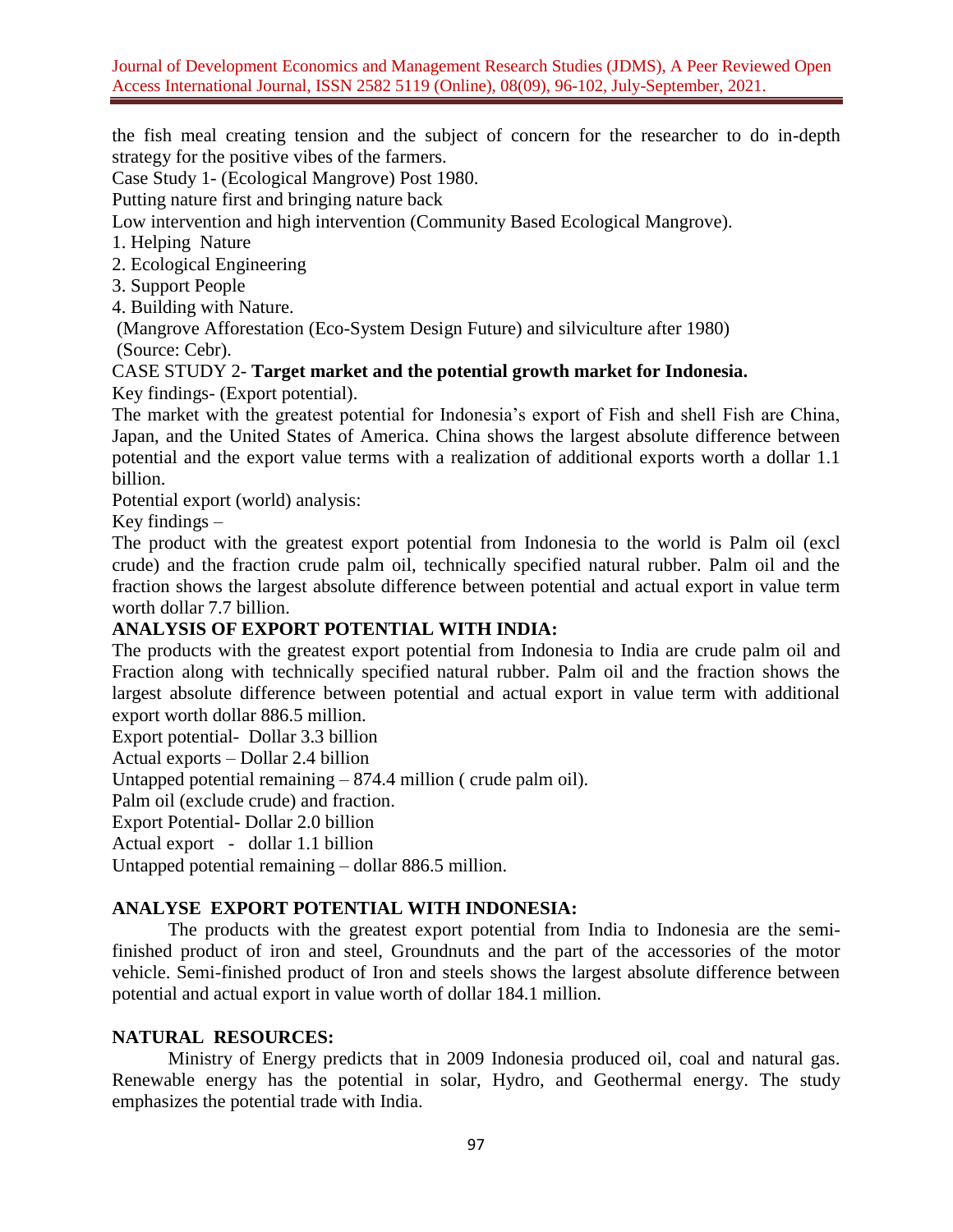the fish meal creating tension and the subject of concern for the researcher to do in-depth strategy for the positive vibes of the farmers.

Case Study 1- (Ecological Mangrove) Post 1980.

Putting nature first and bringing nature back

Low intervention and high intervention (Community Based Ecological Mangrove).

1. Helping Nature
2. Ecological Engineering
3. Support People
4. Building with Nature.

(Mangrove Afforestation (Eco-System Design Future) and silviculture after 1980)
(Source: Cebr).

CASE STUDY 2- **Target market and the potential growth market for Indonesia.**

Key findings- (Export potential).

The market with the greatest potential for Indonesia's export of Fish and shell Fish are China, Japan, and the United States of America. China shows the largest absolute difference between potential and the export value terms with a realization of additional exports worth a dollar 1.1 billion.

Potential export (world) analysis:

Key findings –

The product with the greatest export potential from Indonesia to the world is Palm oil (excl crude) and the fraction crude palm oil, technically specified natural rubber. Palm oil and the fraction shows the largest absolute difference between potential and actual export in value term worth dollar 7.7 billion.

**ANALYSIS OF EXPORT POTENTIAL WITH INDIA:**

The products with the greatest export potential from Indonesia to India are crude palm oil and Fraction along with technically specified natural rubber. Palm oil and the fraction shows the largest absolute difference between potential and actual export in value term with additional export worth dollar 886.5 million.

Export potential- Dollar 3.3 billion

Actual exports – Dollar 2.4 billion

Untapped potential remaining – 874.4 million ( crude palm oil).

Palm oil (exclude crude) and fraction.

Export Potential- Dollar 2.0 billion

Actual export - dollar 1.1 billion

Untapped potential remaining – dollar 886.5 million.

**ANALYSE EXPORT POTENTIAL WITH INDONESIA:**

The products with the greatest export potential from India to Indonesia are the semi-finished product of iron and steel, Groundnuts and the part of the accessories of the motor vehicle. Semi-finished product of Iron and steels shows the largest absolute difference between potential and actual export in value worth of dollar 184.1 million.

**NATURAL RESOURCES:**

Ministry of Energy predicts that in 2009 Indonesia produced oil, coal and natural gas. Renewable energy has the potential in solar, Hydro, and Geothermal energy. The study emphasizes the potential trade with India.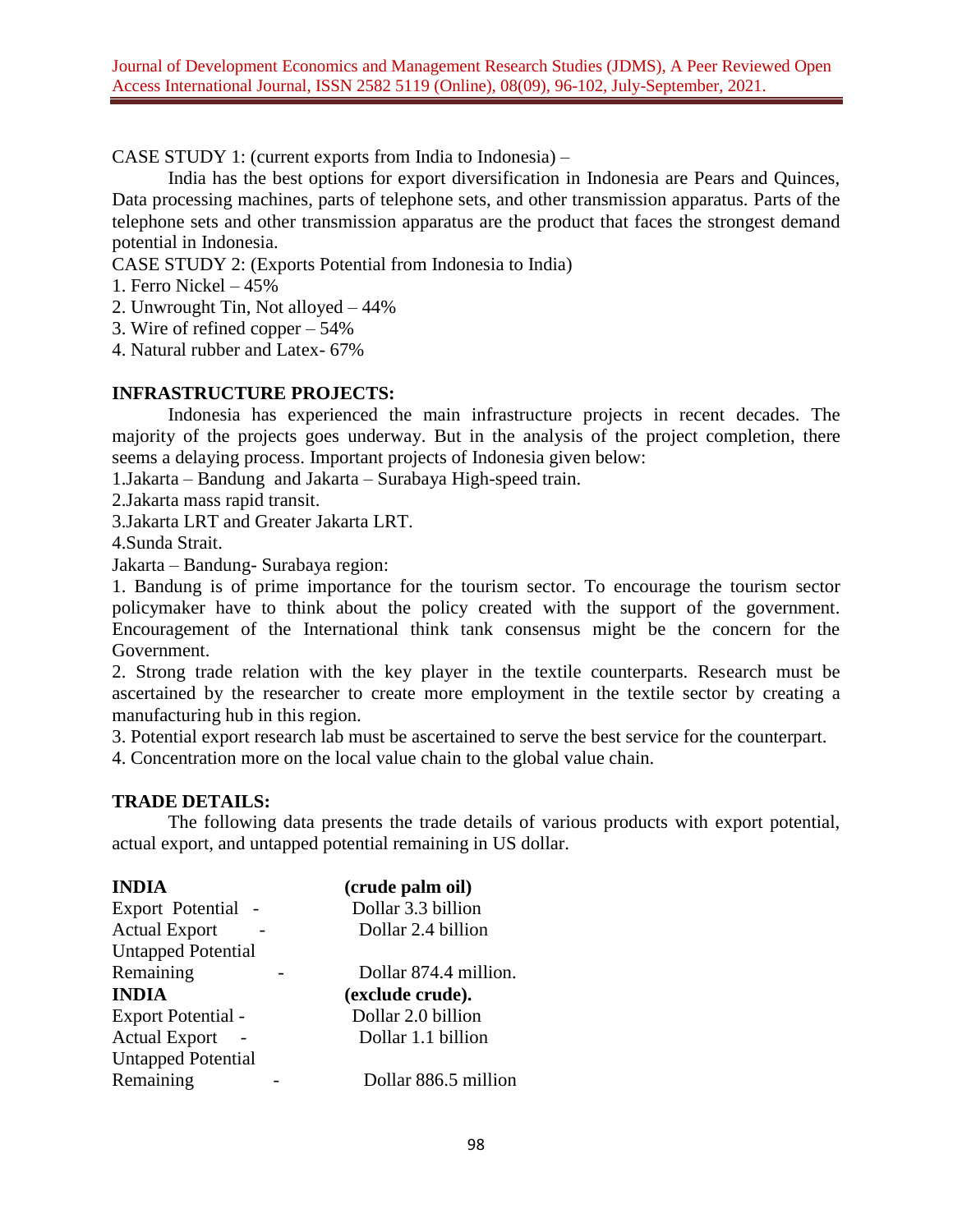CASE STUDY 1: (current exports from India to Indonesia) –

India has the best options for export diversification in Indonesia are Pears and Quinces, Data processing machines, parts of telephone sets, and other transmission apparatus. Parts of the telephone sets and other transmission apparatus are the product that faces the strongest demand potential in Indonesia.

CASE STUDY 2: (Exports Potential from Indonesia to India)

1. Ferro Nickel – 45%
2. Unwrought Tin, Not alloyed – 44%
3. Wire of refined copper – 54%
4. Natural rubber and Latex- 67%

**INFRASTRUCTURE PROJECTS:**

Indonesia has experienced the main infrastructure projects in recent decades. The majority of the projects goes underway. But in the analysis of the project completion, there seems a delaying process. Important projects of Indonesia given below:

1.Jakarta – Bandung and Jakarta – Surabaya High-speed train.

2.Jakarta mass rapid transit.

3.Jakarta LRT and Greater Jakarta LRT.

4.Sunda Strait.

Jakarta – Bandung- Surabaya region:

1. Bandung is of prime importance for the tourism sector. To encourage the tourism sector policymaker have to think about the policy created with the support of the government. Encouragement of the International think tank consensus might be the concern for the Government.
2. Strong trade relation with the key player in the textile counterparts. Research must be ascertained by the researcher to create more employment in the textile sector by creating a manufacturing hub in this region.
3. Potential export research lab must be ascertained to serve the best service for the counterpart.
4. Concentration more on the local value chain to the global value chain.

**TRADE DETAILS:**

The following data presents the trade details of various products with export potential, actual export, and untapped potential remaining in US dollar.

| **INDIA** | **(crude palm oil)** |
| --- | --- |
| Export Potential - | Dollar 3.3 billion |
| Actual Export - | Dollar 2.4 billion |
| Untapped Potential Remaining - | Dollar 874.4 million. |
| **INDIA** | **(exclude crude).** |
| Export Potential - | Dollar 2.0 billion |
| Actual Export - | Dollar 1.1 billion |
| Untapped Potential Remaining - | Dollar 886.5 million |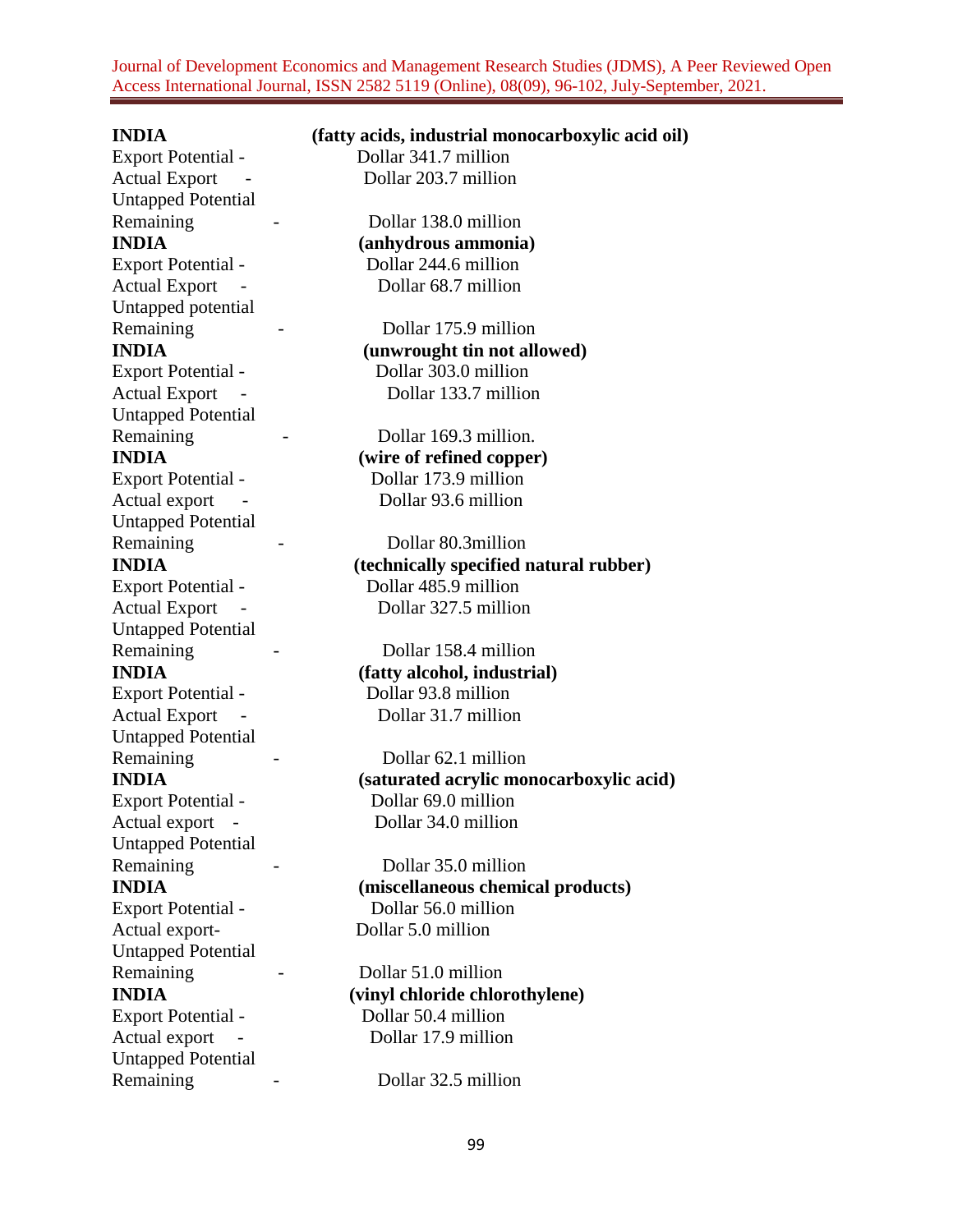**INDIA** **(fatty acids, industrial monocarboxylic acid oil)**

Export Potential - Dollar 341.7 million
Actual Export - Dollar 203.7 million
Untapped Potential Remaining - Dollar 138.0 million

**INDIA** **(anhydrous ammonia)**

Export Potential - Dollar 244.6 million
Actual Export - Dollar 68.7 million
Untapped potential Remaining - Dollar 175.9 million

**INDIA** **(unwrought tin not allowed)**

Export Potential - Dollar 303.0 million
Actual Export - Dollar 133.7 million
Untapped Potential Remaining - Dollar 169.3 million.

**INDIA** **(wire of refined copper)**

Export Potential - Dollar 173.9 million
Actual export - Dollar 93.6 million
Untapped Potential Remaining - Dollar 80.3million

**INDIA** **(technically specified natural rubber)**

Export Potential - Dollar 485.9 million
Actual Export - Dollar 327.5 million
Untapped Potential Remaining - Dollar 158.4 million

**INDIA** **(fatty alcohol, industrial)**

Export Potential - Dollar 93.8 million
Actual Export - Dollar 31.7 million
Untapped Potential Remaining - Dollar 62.1 million

**INDIA** **(saturated acrylic monocarboxylic acid)**

Export Potential - Dollar 69.0 million
Actual export - Dollar 34.0 million
Untapped Potential Remaining - Dollar 35.0 million

**INDIA** **(miscellaneous chemical products)**

Export Potential - Dollar 56.0 million
Actual export- Dollar 5.0 million
Untapped Potential Remaining - Dollar 51.0 million

**INDIA** **(vinyl chloride chlorothylene)**

Export Potential - Dollar 50.4 million
Actual export - Dollar 17.9 million
Untapped Potential Remaining - Dollar 32.5 million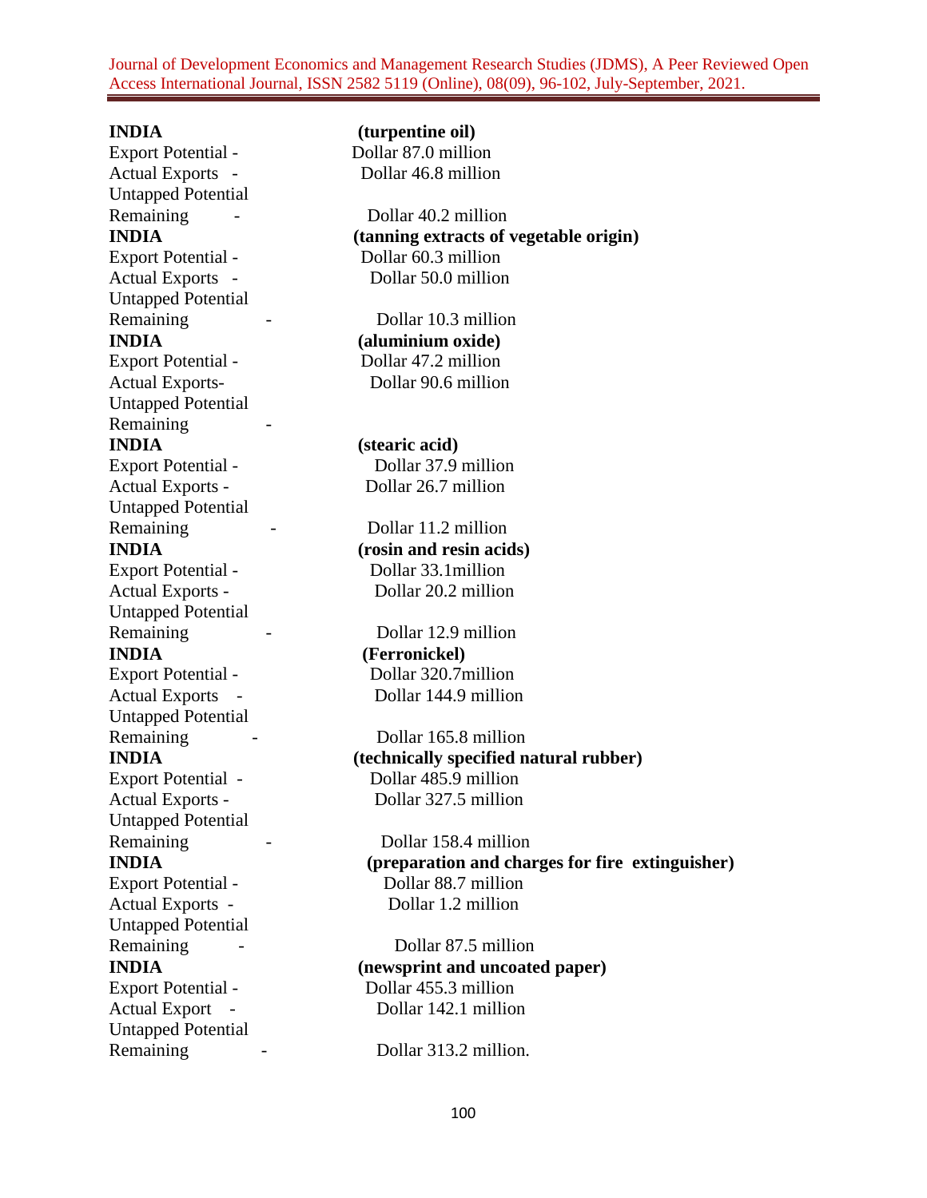**INDIA** **(turpentine oil)**

Export Potential - Dollar 87.0 million
Actual Exports - Dollar 46.8 million
Untapped Potential Remaining - Dollar 40.2 million

**INDIA** **(tanning extracts of vegetable origin)**

Export Potential - Dollar 60.3 million
Actual Exports - Dollar 50.0 million
Untapped Potential Remaining - Dollar 10.3 million

**INDIA** **(aluminium oxide)**

Export Potential - Dollar 47.2 million
Actual Exports- Dollar 90.6 million
Untapped Potential Remaining -

**INDIA** **(stearic acid)**

Export Potential - Dollar 37.9 million
Actual Exports - Dollar 26.7 million
Untapped Potential Remaining - Dollar 11.2 million

**INDIA** **(rosin and resin acids)**

Export Potential - Dollar 33.1million
Actual Exports - Dollar 20.2 million
Untapped Potential Remaining - Dollar 12.9 million

**INDIA** **(Ferronickel)**

Export Potential - Dollar 320.7million
Actual Exports - Dollar 144.9 million
Untapped Potential Remaining - Dollar 165.8 million

**INDIA** **(technically specified natural rubber)**

Export Potential - Dollar 485.9 million
Actual Exports - Dollar 327.5 million
Untapped Potential Remaining - Dollar 158.4 million

**INDIA** **(preparation and charges for fire extinguisher)**

Export Potential - Dollar 88.7 million
Actual Exports - Dollar 1.2 million
Untapped Potential Remaining - Dollar 87.5 million

**INDIA** **(newsprint and uncoated paper)**

Export Potential - Dollar 455.3 million
Actual Export - Dollar 142.1 million
Untapped Potential Remaining - Dollar 313.2 million.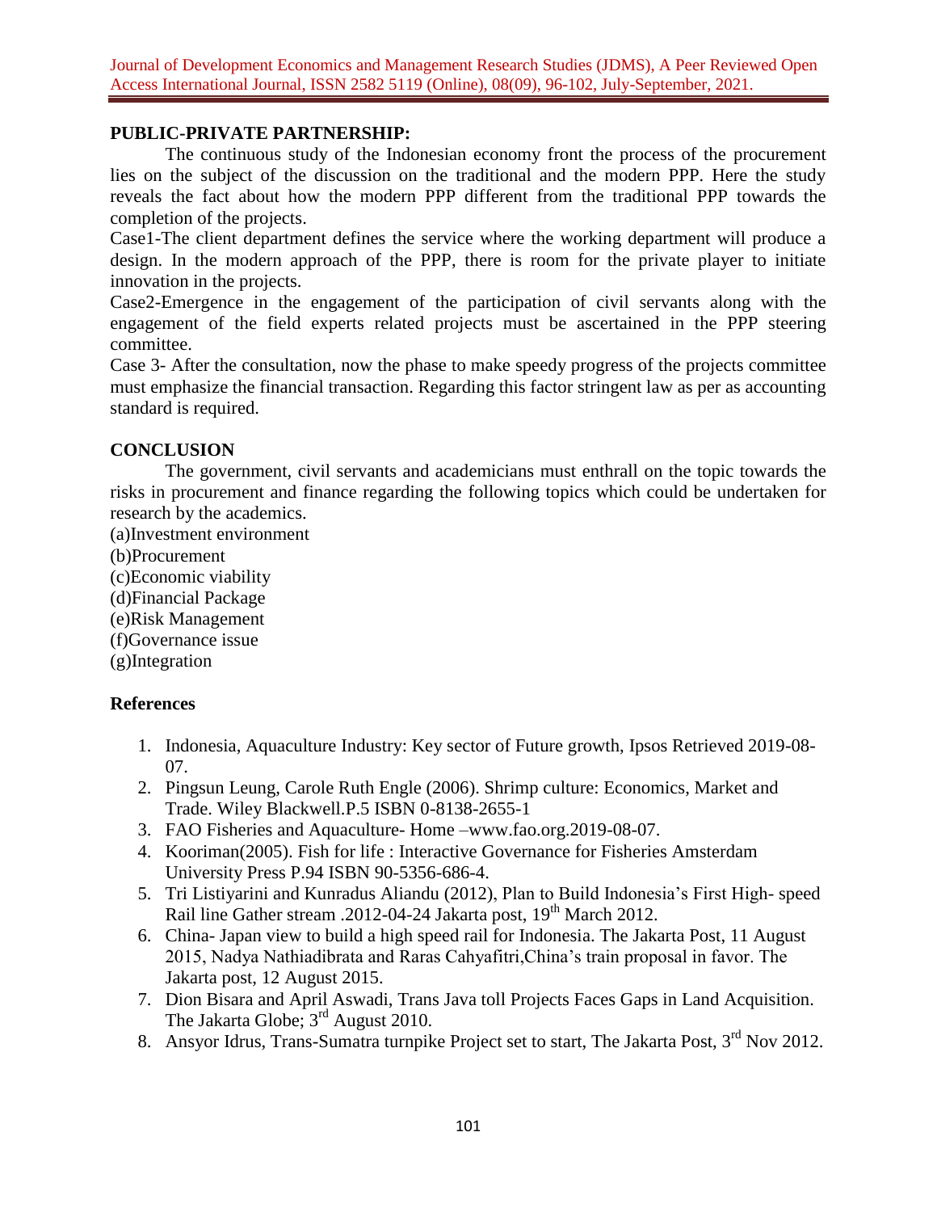## PUBLIC-PRIVATE PARTNERSHIP:

The continuous study of the Indonesian economy front the process of the procurement lies on the subject of the discussion on the traditional and the modern PPP. Here the study reveals the fact about how the modern PPP different from the traditional PPP towards the completion of the projects.

Case1-The client department defines the service where the working department will produce a design. In the modern approach of the PPP, there is room for the private player to initiate innovation in the projects.

Case2-Emergence in the engagement of the participation of civil servants along with the engagement of the field experts related projects must be ascertained in the PPP steering committee.

Case 3- After the consultation, now the phase to make speedy progress of the projects committee must emphasize the financial transaction. Regarding this factor stringent law as per as accounting standard is required.

## CONCLUSION

The government, civil servants and academicians must enthrall on the topic towards the risks in procurement and finance regarding the following topics which could be undertaken for research by the academics.

(a)Investment environment
(b)Procurement
(c)Economic viability
(d)Financial Package
(e)Risk Management
(f)Governance issue
(g)Integration

## References

1. Indonesia, Aquaculture Industry: Key sector of Future growth, Ipsos Retrieved 2019-08-07.
2. Pingsun Leung, Carole Ruth Engle (2006). Shrimp culture: Economics, Market and Trade. Wiley Blackwell.P.5 ISBN 0-8138-2655-1
3. FAO Fisheries and Aquaculture- Home –www.fao.org.2019-08-07.
4. Kooriman(2005). Fish for life : Interactive Governance for Fisheries Amsterdam University Press P.94 ISBN 90-5356-686-4.
5. Tri Listiyarini and Kunradus Aliandu (2012), Plan to Build Indonesia's First High- speed Rail line Gather stream .2012-04-24 Jakarta post, 19th March 2012.
6. China- Japan view to build a high speed rail for Indonesia. The Jakarta Post, 11 August 2015, Nadya Nathiadibrata and Raras Cahyafitri,China's train proposal in favor. The Jakarta post, 12 August 2015.
7. Dion Bisara and April Aswadi, Trans Java toll Projects Faces Gaps in Land Acquisition. The Jakarta Globe; 3rd August 2010.
8. Ansyor Idrus, Trans-Sumatra turnpike Project set to start, The Jakarta Post, 3rd Nov 2012.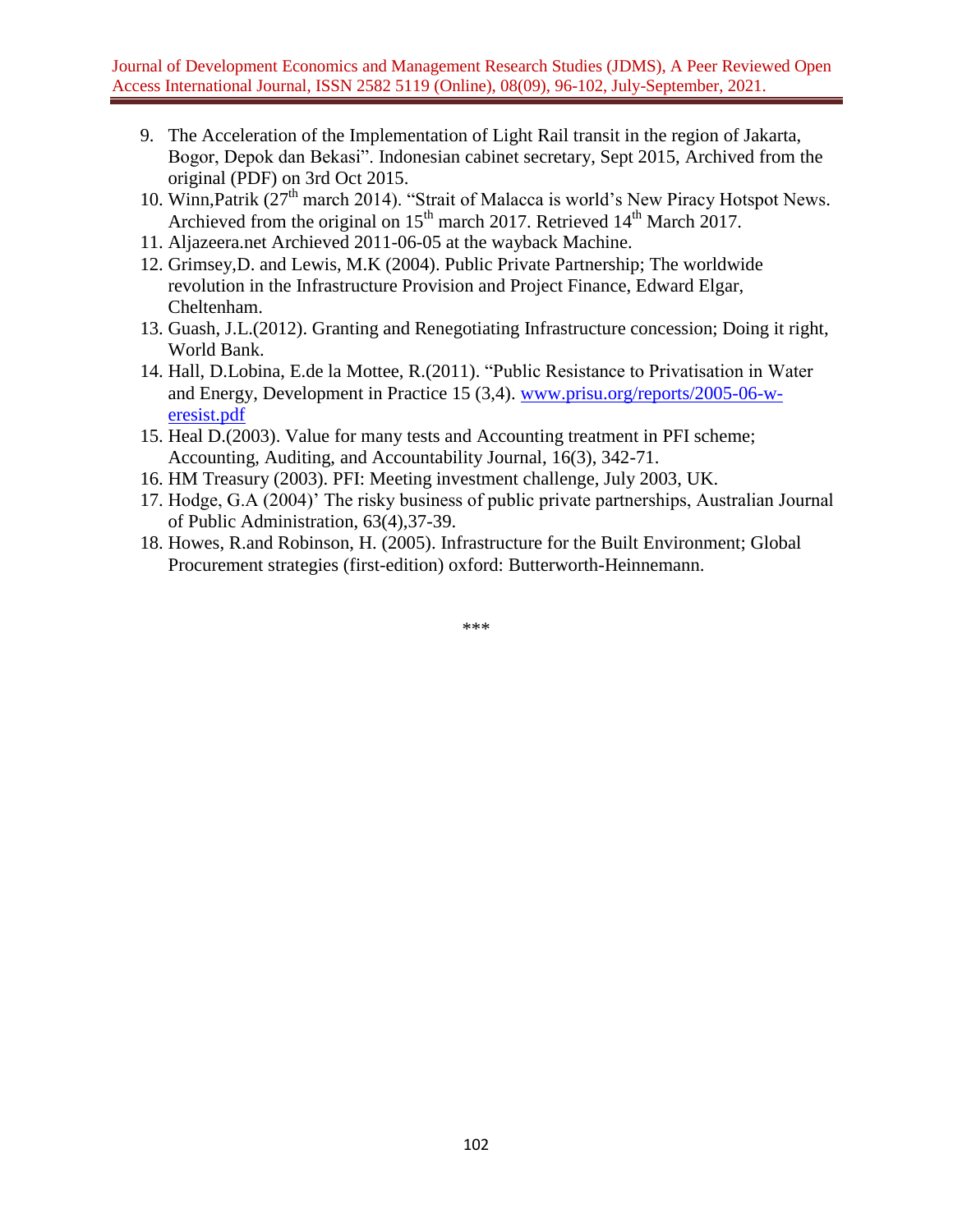9. The Acceleration of the Implementation of Light Rail transit in the region of Jakarta, Bogor, Depok dan Bekasi". Indonesian cabinet secretary, Sept 2015, Archived from the original (PDF) on 3rd Oct 2015.
10. Winn,Patrik (27th march 2014). "Strait of Malacca is world's New Piracy Hotspot News. Archieved from the original on 15th march 2017. Retrieved 14th March 2017.
11. Aljazeera.net Archieved 2011-06-05 at the wayback Machine.
12. Grimsey,D. and Lewis, M.K (2004). Public Private Partnership; The worldwide revolution in the Infrastructure Provision and Project Finance, Edward Elgar, Cheltenham.
13. Guash, J.L.(2012). Granting and Renegotiating Infrastructure concession; Doing it right, World Bank.
14. Hall, D.Lobina, E.de la Mottee, R.(2011). "Public Resistance to Privatisation in Water and Energy, Development in Practice 15 (3,4). www.prisu.org/reports/2005-06-w-eresist.pdf
15. Heal D.(2003). Value for many tests and Accounting treatment in PFI scheme; Accounting, Auditing, and Accountability Journal, 16(3), 342-71.
16. HM Treasury (2003). PFI: Meeting investment challenge, July 2003, UK.
17. Hodge, G.A (2004)' The risky business of public private partnerships, Australian Journal of Public Administration, 63(4),37-39.
18. Howes, R.and Robinson, H. (2005). Infrastructure for the Built Environment; Global Procurement strategies (first-edition) oxford: Butterworth-Heinnemann.

***